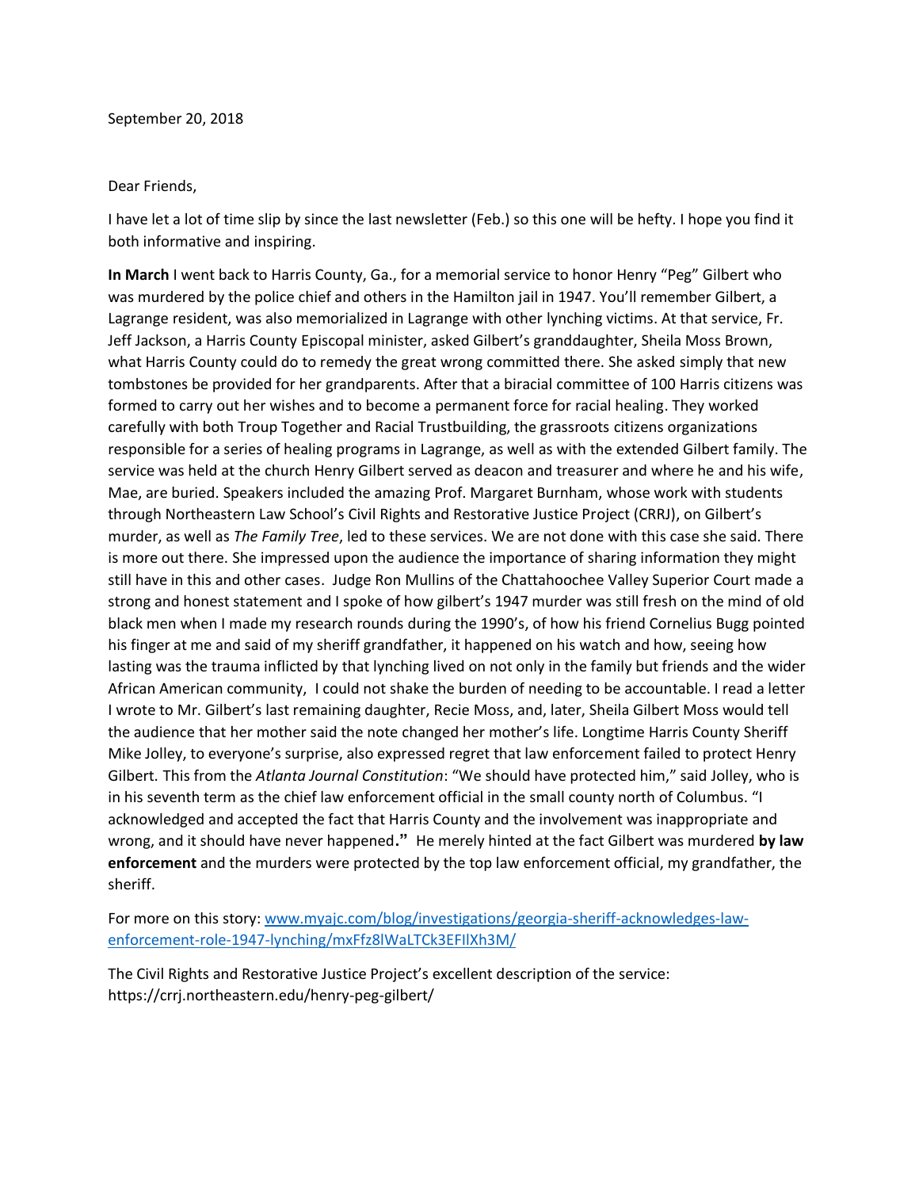September 20, 2018

Dear Friends,

I have let a lot of time slip by since the last newsletter (Feb.) so this one will be hefty. I hope you find it both informative and inspiring.

**In March** I went back to Harris County, Ga., for a memorial service to honor Henry "Peg" Gilbert who was murdered by the police chief and others in the Hamilton jail in 1947. You'll remember Gilbert, a Lagrange resident, was also memorialized in Lagrange with other lynching victims. At that service, Fr. Jeff Jackson, a Harris County Episcopal minister, asked Gilbert's granddaughter, Sheila Moss Brown, what Harris County could do to remedy the great wrong committed there. She asked simply that new tombstones be provided for her grandparents. After that a biracial committee of 100 Harris citizens was formed to carry out her wishes and to become a permanent force for racial healing. They worked carefully with both Troup Together and Racial Trustbuilding, the grassroots citizens organizations responsible for a series of healing programs in Lagrange, as well as with the extended Gilbert family. The service was held at the church Henry Gilbert served as deacon and treasurer and where he and his wife, Mae, are buried. Speakers included the amazing Prof. Margaret Burnham, whose work with students through Northeastern Law School's Civil Rights and Restorative Justice Project (CRRJ), on Gilbert's murder, as well as *The Family Tree*, led to these services. We are not done with this case she said. There is more out there. She impressed upon the audience the importance of sharing information they might still have in this and other cases. Judge Ron Mullins of the Chattahoochee Valley Superior Court made a strong and honest statement and I spoke of how gilbert's 1947 murder was still fresh on the mind of old black men when I made my research rounds during the 1990's, of how his friend Cornelius Bugg pointed his finger at me and said of my sheriff grandfather, it happened on his watch and how, seeing how lasting was the trauma inflicted by that lynching lived on not only in the family but friends and the wider African American community, I could not shake the burden of needing to be accountable. I read a letter I wrote to Mr. Gilbert's last remaining daughter, Recie Moss, and, later, Sheila Gilbert Moss would tell the audience that her mother said the note changed her mother's life. Longtime Harris County Sheriff Mike Jolley, to everyone's surprise, also expressed regret that law enforcement failed to protect Henry Gilbert. This from the *Atlanta Journal Constitution*: "We should have protected him," said Jolley, who is in his seventh term as the chief law enforcement official in the small county north of Columbus. "I acknowledged and accepted the fact that Harris County and the involvement was inappropriate and wrong, and it should have never happened**."** He merely hinted at the fact Gilbert was murdered **by law enforcement** and the murders were protected by the top law enforcement official, my grandfather, the sheriff.

For more on this story: [www.myajc.com/blog/investigations/georgia-sheriff-acknowledges-law-enforcement-role-1947-lynching/mxFfz8lWaLTCk3EFIlXh3M/](www.myajc.com/blog/investigations/georgia-sheriff-acknowledges-law-enforcement-role-1947-lynching/mxFfz8lWaLTCk3EFIlXh3M/)

The Civil Rights and Restorative Justice Project's excellent description of the service: https://crrj.northeastern.edu/henry-peg-gilbert/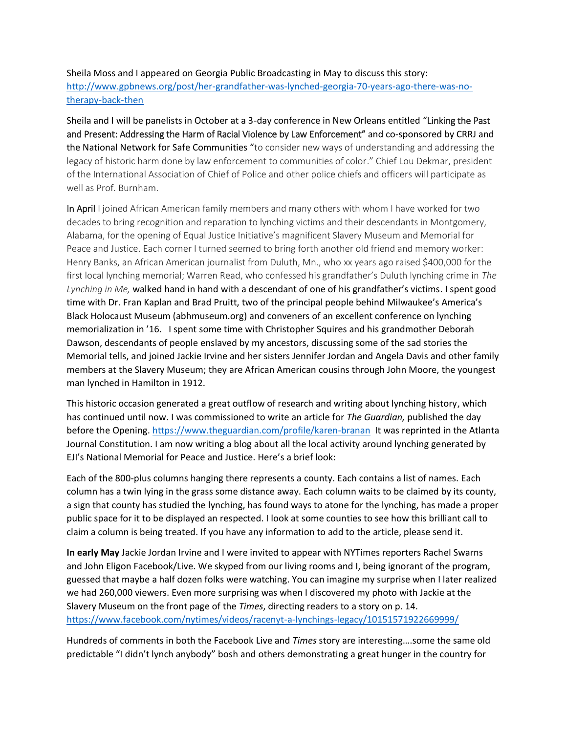Sheila Moss and I appeared on Georgia Public Broadcasting in May to discuss this story: [http://www.gpbnews.org/post/her-grandfather-was-lynched-georgia-70-years-ago-there-was-no-therapy-back-then](http://www.gpbnews.org/post/her-grandfather-was-lynched-georgia-70-years-ago-there-was-no-therapy-back-then)

Sheila and I will be panelists in October at a 3-day conference in New Orleans entitled "Linking the Past and Present: Addressing the Harm of Racial Violence by Law Enforcement" and co-sponsored by CRRJ and the National Network for Safe Communities "to consider new ways of understanding and addressing the legacy of historic harm done by law enforcement to communities of color." Chief Lou Dekmar, president of the International Association of Chief of Police and other police chiefs and officers will participate as well as Prof. Burnham.

In April I joined African American family members and many others with whom I have worked for two decades to bring recognition and reparation to lynching victims and their descendants in Montgomery, Alabama, for the opening of Equal Justice Initiative's magnificent Slavery Museum and Memorial for Peace and Justice. Each corner I turned seemed to bring forth another old friend and memory worker: Henry Banks, an African American journalist from Duluth, Mn., who xx years ago raised $400,000 for the first local lynching memorial; Warren Read, who confessed his grandfather's Duluth lynching crime in *The Lynching in Me,* walked hand in hand with a descendant of one of his grandfather's victims. I spent good time with Dr. Fran Kaplan and Brad Pruitt, two of the principal people behind Milwaukee's America's Black Holocaust Museum (abhmuseum.org) and conveners of an excellent conference on lynching memorialization in '16. I spent some time with Christopher Squires and his grandmother Deborah Dawson, descendants of people enslaved by my ancestors, discussing some of the sad stories the Memorial tells, and joined Jackie Irvine and her sisters Jennifer Jordan and Angela Davis and other family members at the Slavery Museum; they are African American cousins through John Moore, the youngest man lynched in Hamilton in 1912.

This historic occasion generated a great outflow of research and writing about lynching history, which has continued until now. I was commissioned to write an article for *The Guardian,* published the day before the Opening. [https://www.theguardian.com/profile/karen-branan](https://www.theguardian.com/profile/karen-branan) It was reprinted in the Atlanta Journal Constitution. I am now writing a blog about all the local activity around lynching generated by EJI's National Memorial for Peace and Justice. Here's a brief look:

Each of the 800-plus columns hanging there represents a county. Each contains a list of names. Each column has a twin lying in the grass some distance away. Each column waits to be claimed by its county, a sign that county has studied the lynching, has found ways to atone for the lynching, has made a proper public space for it to be displayed an respected. I look at some counties to see how this brilliant call to claim a column is being treated. If you have any information to add to the article, please send it.

**In early May** Jackie Jordan Irvine and I were invited to appear with NYTimes reporters Rachel Swarns and John Eligon Facebook/Live. We skyped from our living rooms and I, being ignorant of the program, guessed that maybe a half dozen folks were watching. You can imagine my surprise when I later realized we had 260,000 viewers. Even more surprising was when I discovered my photo with Jackie at the Slavery Museum on the front page of the *Times*, directing readers to a story on p. 14. [https://www.facebook.com/nytimes/videos/racenyt-a-lynchings-legacy/10151571922669999/](https://www.facebook.com/nytimes/videos/racenyt-a-lynchings-legacy/10151571922669999/)

Hundreds of comments in both the Facebook Live and *Times* story are interesting….some the same old predictable "I didn't lynch anybody" bosh and others demonstrating a great hunger in the country for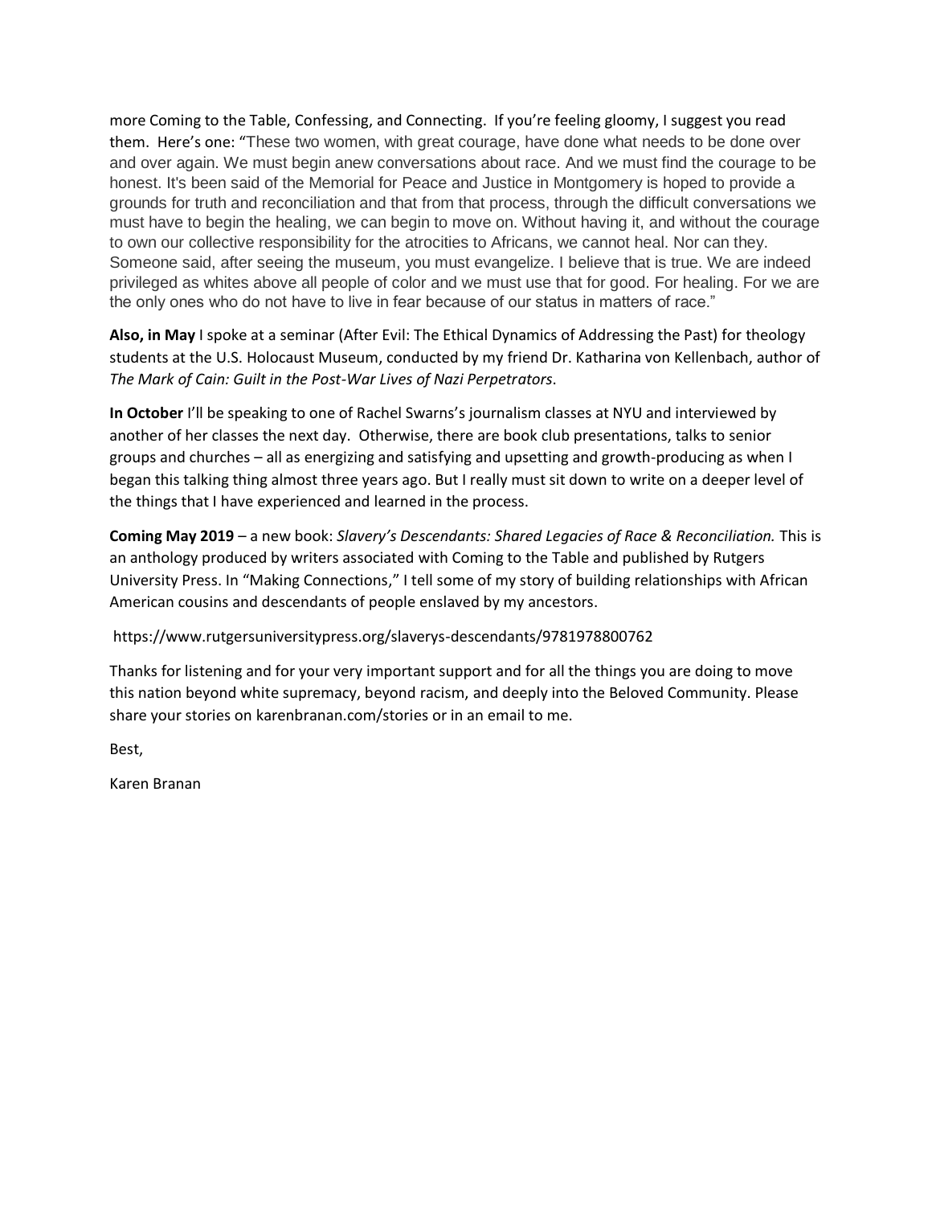more Coming to the Table, Confessing, and Connecting. If you're feeling gloomy, I suggest you read them. Here's one: "These two women, with great courage, have done what needs to be done over and over again. We must begin anew conversations about race. And we must find the courage to be honest. It's been said of the Memorial for Peace and Justice in Montgomery is hoped to provide a grounds for truth and reconciliation and that from that process, through the difficult conversations we must have to begin the healing, we can begin to move on. Without having it, and without the courage to own our collective responsibility for the atrocities to Africans, we cannot heal. Nor can they. Someone said, after seeing the museum, you must evangelize. I believe that is true. We are indeed privileged as whites above all people of color and we must use that for good. For healing. For we are the only ones who do not have to live in fear because of our status in matters of race."

**Also, in May** I spoke at a seminar (After Evil: The Ethical Dynamics of Addressing the Past) for theology students at the U.S. Holocaust Museum, conducted by my friend Dr. Katharina von Kellenbach, author of *The Mark of Cain: Guilt in the Post-War Lives of Nazi Perpetrators*.

**In October** I'll be speaking to one of Rachel Swarns's journalism classes at NYU and interviewed by another of her classes the next day. Otherwise, there are book club presentations, talks to senior groups and churches – all as energizing and satisfying and upsetting and growth-producing as when I began this talking thing almost three years ago. But I really must sit down to write on a deeper level of the things that I have experienced and learned in the process.

**Coming May 2019** – a new book: *Slavery's Descendants: Shared Legacies of Race & Reconciliation.* This is an anthology produced by writers associated with Coming to the Table and published by Rutgers University Press. In "Making Connections," I tell some of my story of building relationships with African American cousins and descendants of people enslaved by my ancestors.

https://www.rutgersuniversitypress.org/slaverys-descendants/9781978800762

Thanks for listening and for your very important support and for all the things you are doing to move this nation beyond white supremacy, beyond racism, and deeply into the Beloved Community. Please share your stories on karenbranan.com/stories or in an email to me.

Best,

Karen Branan